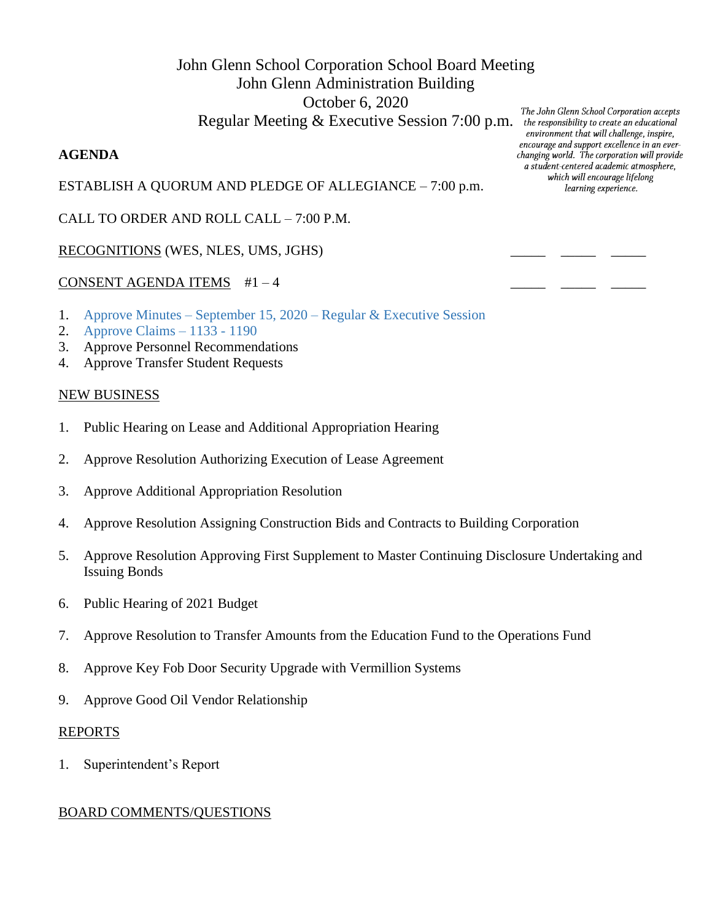# John Glenn School Corporation School Board Meeting
## John Glenn Administration Building
## October 6, 2020
## Regular Meeting & Executive Session 7:00 p.m.

*The John Glenn School Corporation accepts the responsibility to create an educational environment that will challenge, inspire, encourage and support excellence in an ever-changing world. The corporation will provide a student-centered academic atmosphere, which will encourage lifelong learning experience.*

**AGENDA**

ESTABLISH A QUORUM AND PLEDGE OF ALLEGIANCE – 7:00 p.m.

CALL TO ORDER AND ROLL CALL – 7:00 P.M.

RECOGNITIONS (WES, NLES, UMS, JGHS) _____ _____ _____

CONSENT AGENDA ITEMS #1 – 4 _____ _____ _____

1. Approve Minutes – September 15, 2020 – Regular & Executive Session
2. Approve Claims – 1133 - 1190
3. Approve Personnel Recommendations
4. Approve Transfer Student Requests

NEW BUSINESS

1. Public Hearing on Lease and Additional Appropriation Hearing
2. Approve Resolution Authorizing Execution of Lease Agreement
3. Approve Additional Appropriation Resolution
4. Approve Resolution Assigning Construction Bids and Contracts to Building Corporation
5. Approve Resolution Approving First Supplement to Master Continuing Disclosure Undertaking and Issuing Bonds
6. Public Hearing of 2021 Budget
7. Approve Resolution to Transfer Amounts from the Education Fund to the Operations Fund
8. Approve Key Fob Door Security Upgrade with Vermillion Systems
9. Approve Good Oil Vendor Relationship

REPORTS

1. Superintendent's Report

BOARD COMMENTS/QUESTIONS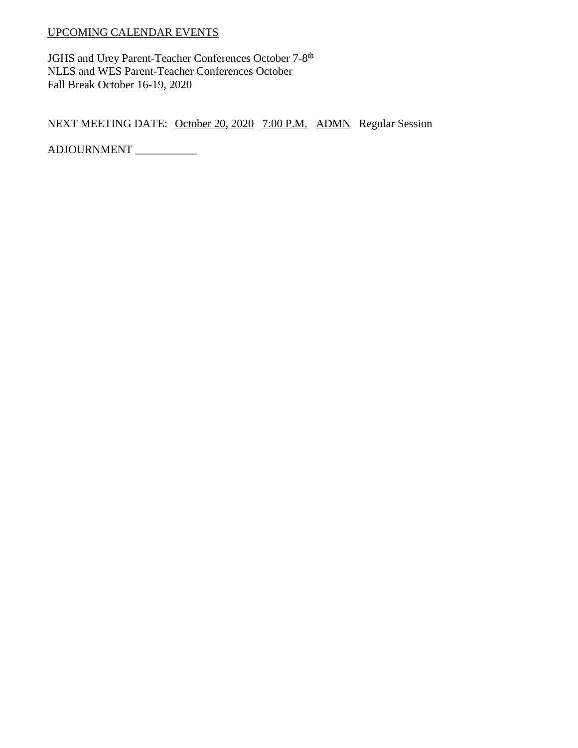UPCOMING CALENDAR EVENTS

JGHS and Urey Parent-Teacher Conferences October 7-8th
NLES and WES Parent-Teacher Conferences October
Fall Break October 16-19, 2020

NEXT MEETING DATE: October 20, 2020 7:00 P.M. ADMN Regular Session

ADJOURNMENT ___________